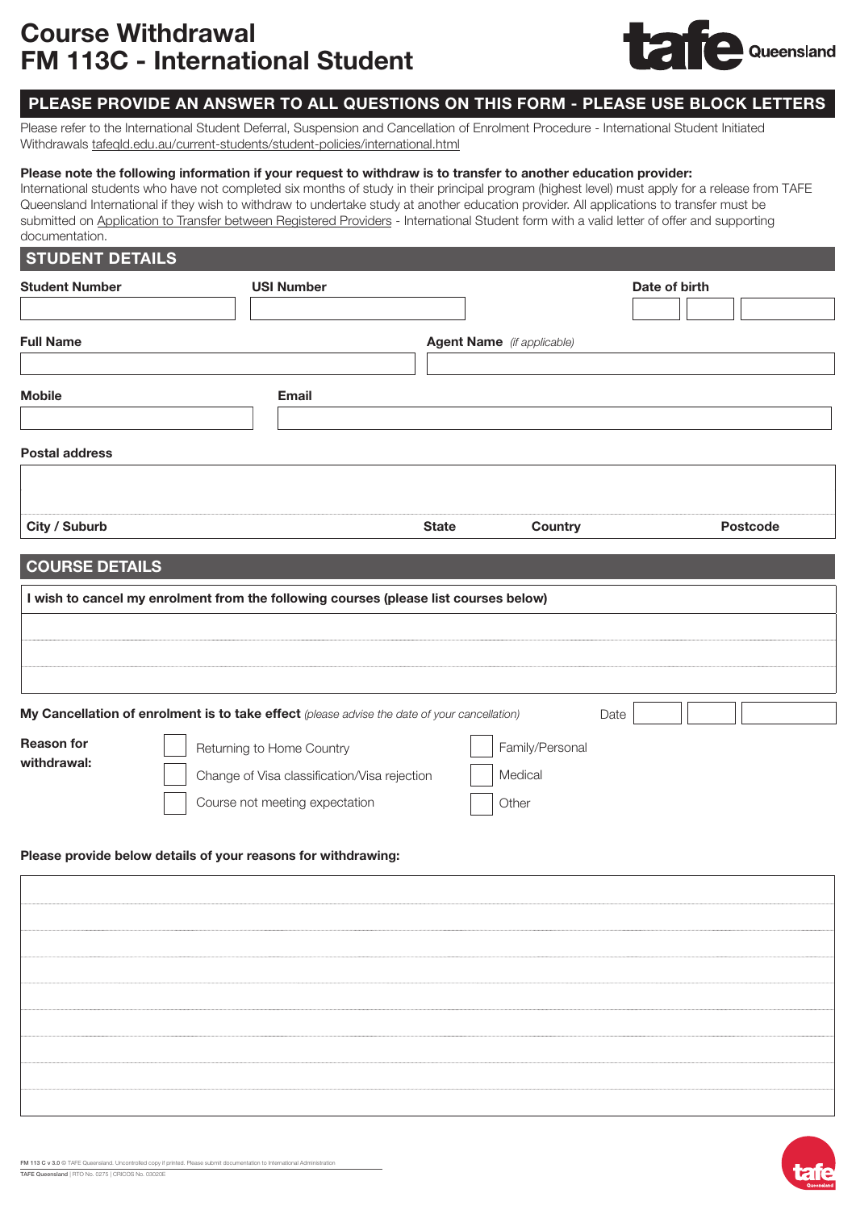# Course Withdrawal
# FM 113C - International Student

**PLEASE PROVIDE AN ANSWER TO ALL QUESTIONS ON THIS FORM - PLEASE USE BLOCK LETTERS**

Please refer to the International Student Deferral, Suspension and Cancellation of Enrolment Procedure - International Student Initiated Withdrawals tafeqld.edu.au/current-students/student-policies/international.html

**Please note the following information if your request to withdraw is to transfer to another education provider:**
International students who have not completed six months of study in their principal program (highest level) must apply for a release from TAFE Queensland International if they wish to withdraw to undertake study at another education provider. All applications to transfer must be submitted on Application to Transfer between Registered Providers - International Student form with a valid letter of offer and supporting documentation.

## STUDENT DETAILS

**Student Number**

**USI Number**

**Date of birth**

**Full Name**

**Agent Name** *(if applicable)*

**Mobile**

**Email**

**Postal address**

**City / Suburb** **State** **Country** **Postcode**

## COURSE DETAILS

**I wish to cancel my enrolment from the following courses (please list courses below)**

**My Cancellation of enrolment is to take effect** *(please advise the date of your cancellation)* Date

**Reason for withdrawal:**

- ☐ Returning to Home Country
- ☐ Change of Visa classification/Visa rejection
- ☐ Course not meeting expectation
- ☐ Family/Personal
- ☐ Medical
- ☐ Other

**Please provide below details of your reasons for withdrawing:**

FM 113 C v 3.0 © TAFE Queensland. Uncontrolled copy if printed. Please submit documentation to International Administration
TAFE Queensland | RTO No. 0275 | CRICOS No. 03020E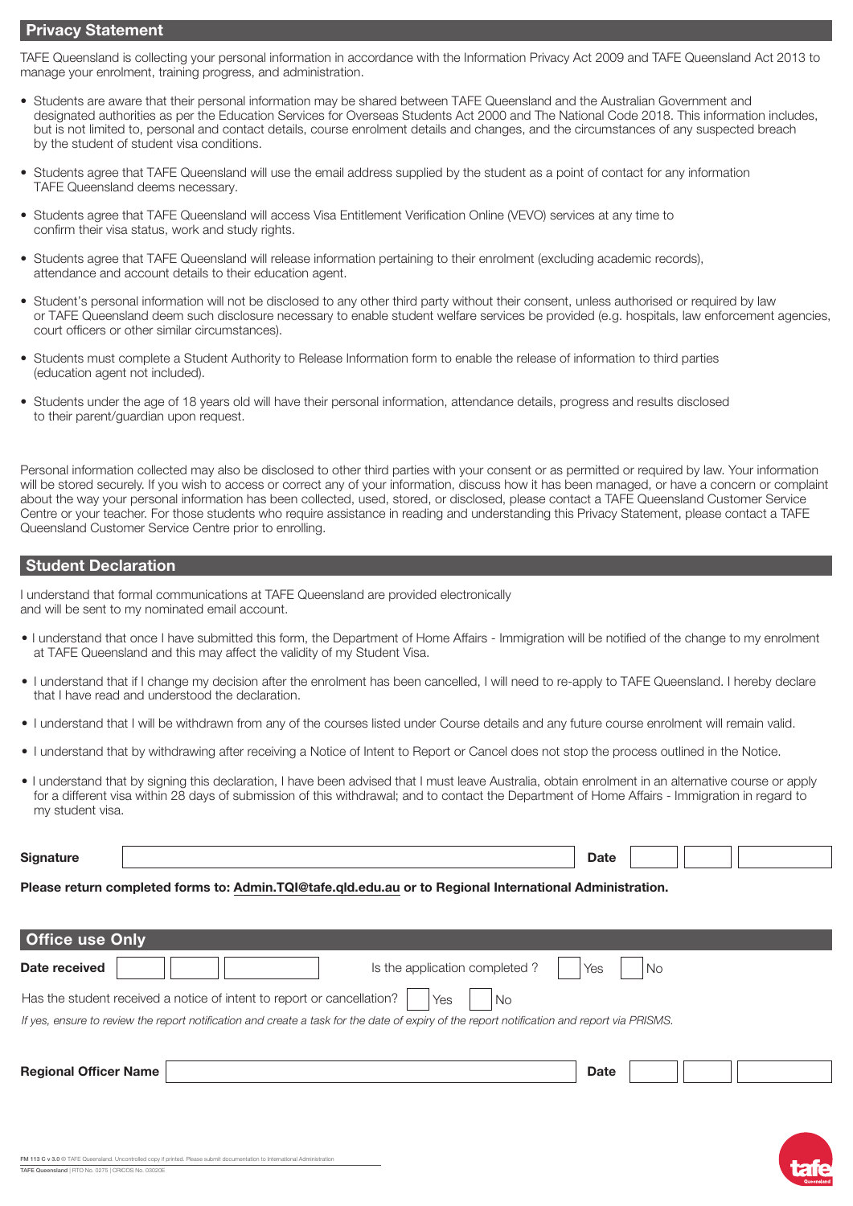## Privacy Statement

TAFE Queensland is collecting your personal information in accordance with the Information Privacy Act 2009 and TAFE Queensland Act 2013 to manage your enrolment, training progress, and administration.

- Students are aware that their personal information may be shared between TAFE Queensland and the Australian Government and designated authorities as per the Education Services for Overseas Students Act 2000 and The National Code 2018. This information includes, but is not limited to, personal and contact details, course enrolment details and changes, and the circumstances of any suspected breach by the student of student visa conditions.
- Students agree that TAFE Queensland will use the email address supplied by the student as a point of contact for any information TAFE Queensland deems necessary.
- Students agree that TAFE Queensland will access Visa Entitlement Verification Online (VEVO) services at any time to confirm their visa status, work and study rights.
- Students agree that TAFE Queensland will release information pertaining to their enrolment (excluding academic records), attendance and account details to their education agent.
- Student's personal information will not be disclosed to any other third party without their consent, unless authorised or required by law or TAFE Queensland deem such disclosure necessary to enable student welfare services be provided (e.g. hospitals, law enforcement agencies, court officers or other similar circumstances).
- Students must complete a Student Authority to Release Information form to enable the release of information to third parties (education agent not included).
- Students under the age of 18 years old will have their personal information, attendance details, progress and results disclosed to their parent/guardian upon request.

Personal information collected may also be disclosed to other third parties with your consent or as permitted or required by law. Your information will be stored securely. If you wish to access or correct any of your information, discuss how it has been managed, or have a concern or complaint about the way your personal information has been collected, used, stored, or disclosed, please contact a TAFE Queensland Customer Service Centre or your teacher. For those students who require assistance in reading and understanding this Privacy Statement, please contact a TAFE Queensland Customer Service Centre prior to enrolling.

## Student Declaration

I understand that formal communications at TAFE Queensland are provided electronically and will be sent to my nominated email account.

- I understand that once I have submitted this form, the Department of Home Affairs - Immigration will be notified of the change to my enrolment at TAFE Queensland and this may affect the validity of my Student Visa.
- I understand that if I change my decision after the enrolment has been cancelled, I will need to re-apply to TAFE Queensland. I hereby declare that I have read and understood the declaration.
- I understand that I will be withdrawn from any of the courses listed under Course details and any future course enrolment will remain valid.
- I understand that by withdrawing after receiving a Notice of Intent to Report or Cancel does not stop the process outlined in the Notice.
- I understand that by signing this declaration, I have been advised that I must leave Australia, obtain enrolment in an alternative course or apply for a different visa within 28 days of submission of this withdrawal; and to contact the Department of Home Affairs - Immigration in regard to my student visa.

**Signature** \_\_\_\_\_\_\_\_\_\_\_\_\_\_\_\_\_\_\_\_ **Date** \_\_\_ / \_\_\_ / \_\_\_\_\_

**Please return completed forms to: Admin.TQI@tafe.qld.edu.au or to Regional International Administration.**

## Office use Only

**Date received** \_\_\_ / \_\_\_ / \_\_\_\_\_ Is the application completed ? ☐ Yes ☐ No

Has the student received a notice of intent to report or cancellation? ☐ Yes ☐ No

*If yes, ensure to review the report notification and create a task for the date of expiry of the report notification and report via PRISMS.*

**Regional Officer Name** \_\_\_\_\_\_\_\_\_\_\_\_\_\_\_\_\_\_\_\_ **Date** \_\_\_ / \_\_\_ / \_\_\_\_\_

FM 113 C v 3.0 © TAFE Queensland. Uncontrolled copy if printed. Please submit documentation to International Administration

TAFE Queensland | RTO No. 0275 | CRICOS No. 03020E